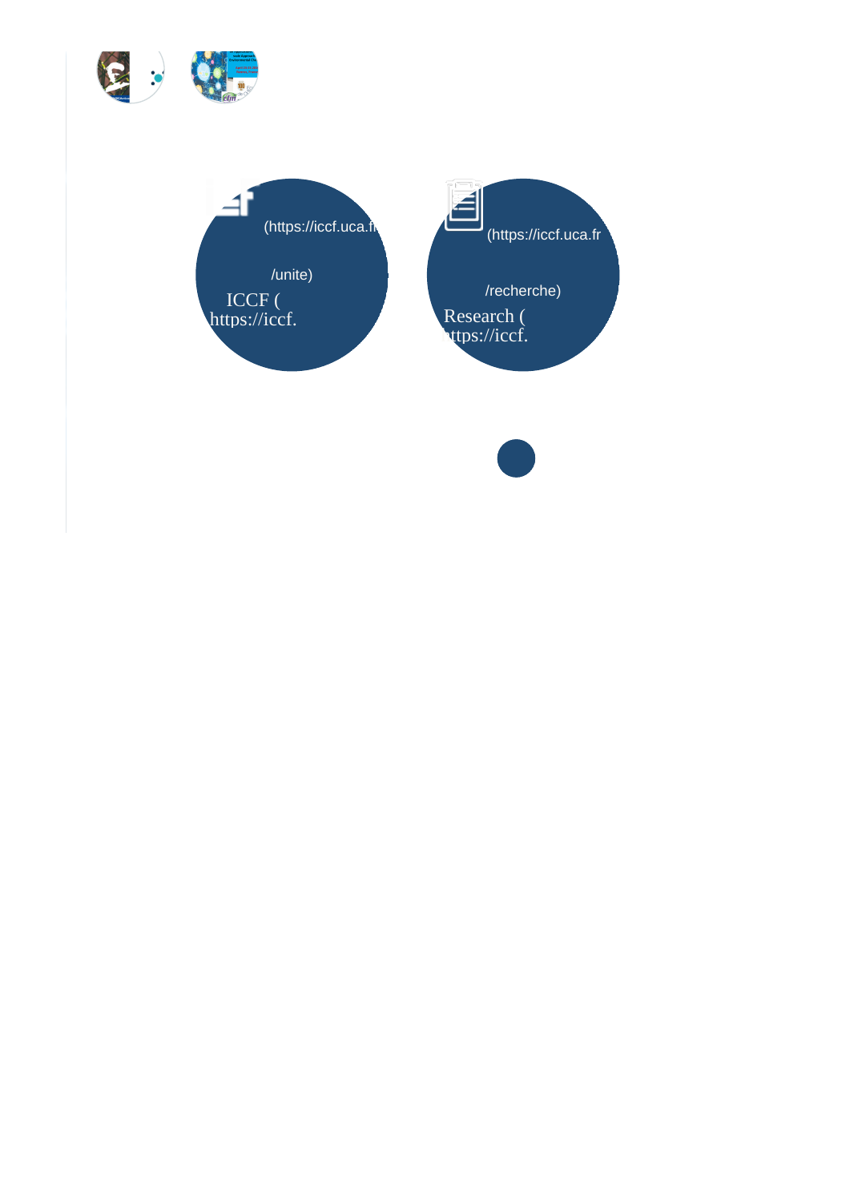ICCF (https://iccf.uca.fr/unite)

Research (https://iccf.uca.fr/recherche)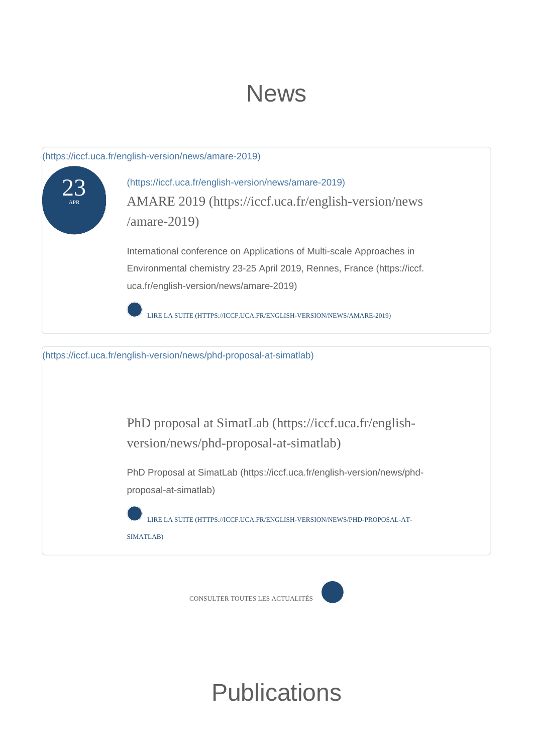# News

(https://iccf.uca.fr/english-version/news/amare-2019)

23
APR

(https://iccf.uca.fr/english-version/news/amare-2019)

### AMARE 2019 (https://iccf.uca.fr/english-version/news/amare-2019)

International conference on Applications of Multi-scale Approaches in Environmental chemistry 23-25 April 2019, Rennes, France (https://iccf.uca.fr/english-version/news/amare-2019)

LIRE LA SUITE (HTTPS://ICCF.UCA.FR/ENGLISH-VERSION/NEWS/AMARE-2019)

(https://iccf.uca.fr/english-version/news/phd-proposal-at-simatlab)

### PhD proposal at SimatLab (https://iccf.uca.fr/english-version/news/phd-proposal-at-simatlab)

PhD Proposal at SimatLab (https://iccf.uca.fr/english-version/news/phd-proposal-at-simatlab)

LIRE LA SUITE (HTTPS://ICCF.UCA.FR/ENGLISH-VERSION/NEWS/PHD-PROPOSAL-AT-SIMATLAB)

CONSULTER TOUTES LES ACTUALITÉS

# Publications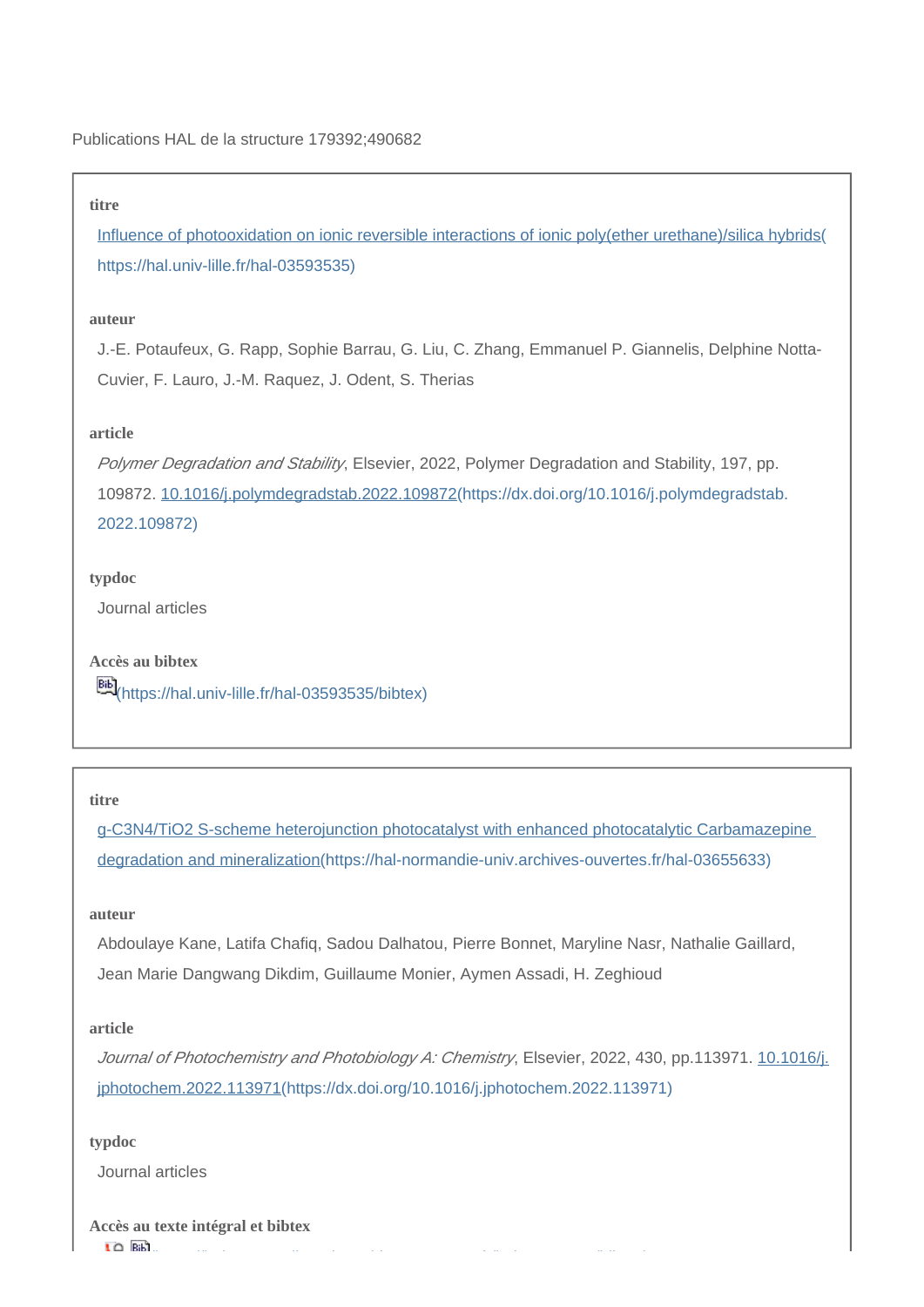Publications HAL de la structure 179392;490682

**titre**

[Influence of photooxidation on ionic reversible interactions of ionic poly(ether urethane)/silica hybrids](https://hal.univ-lille.fr/hal-03593535)(https://hal.univ-lille.fr/hal-03593535)

**auteur**

J.-E. Potaufeux, G. Rapp, Sophie Barrau, G. Liu, C. Zhang, Emmanuel P. Giannelis, Delphine Notta-Cuvier, F. Lauro, J.-M. Raquez, J. Odent, S. Therias

**article**

*Polymer Degradation and Stability*, Elsevier, 2022, Polymer Degradation and Stability, 197, pp. 109872. [10.1016/j.polymdegradstab.2022.109872](https://dx.doi.org/10.1016/j.polymdegradstab.2022.109872)(https://dx.doi.org/10.1016/j.polymdegradstab.2022.109872)

**typdoc**

Journal articles

**Accès au bibtex**

(https://hal.univ-lille.fr/hal-03593535/bibtex)

**titre**

[g-C3N4/TiO2 S-scheme heterojunction photocatalyst with enhanced photocatalytic Carbamazepine degradation and mineralization](https://hal-normandie-univ.archives-ouvertes.fr/hal-03655633)(https://hal-normandie-univ.archives-ouvertes.fr/hal-03655633)

**auteur**

Abdoulaye Kane, Latifa Chafiq, Sadou Dalhatou, Pierre Bonnet, Maryline Nasr, Nathalie Gaillard, Jean Marie Dangwang Dikdim, Guillaume Monier, Aymen Assadi, H. Zeghioud

**article**

*Journal of Photochemistry and Photobiology A: Chemistry*, Elsevier, 2022, 430, pp.113971. [10.1016/j.jphotochem.2022.113971](https://dx.doi.org/10.1016/j.jphotochem.2022.113971)(https://dx.doi.org/10.1016/j.jphotochem.2022.113971)

**typdoc**

Journal articles

**Accès au texte intégral et bibtex**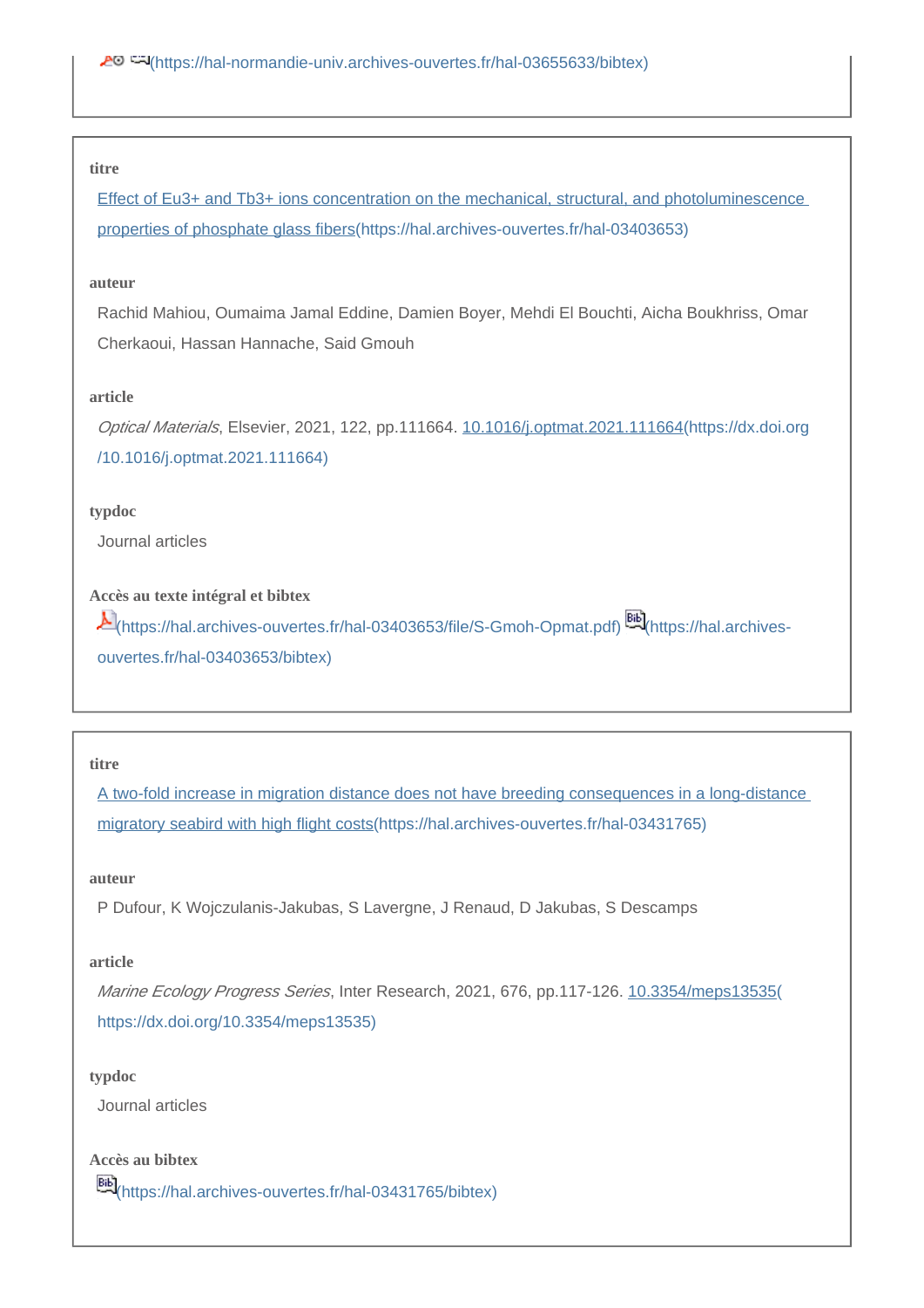(https://hal-normandie-univ.archives-ouvertes.fr/hal-03655633/bibtex)

---

**titre**

[Effect of Eu3+ and Tb3+ ions concentration on the mechanical, structural, and photoluminescence properties of phosphate glass fibers](https://hal.archives-ouvertes.fr/hal-03403653)(https://hal.archives-ouvertes.fr/hal-03403653)

**auteur**

Rachid Mahiou, Oumaima Jamal Eddine, Damien Boyer, Mehdi El Bouchti, Aicha Boukhriss, Omar Cherkaoui, Hassan Hannache, Said Gmouh

**article**

*Optical Materials*, Elsevier, 2021, 122, pp.111664. [10.1016/j.optmat.2021.111664](https://dx.doi.org/10.1016/j.optmat.2021.111664)(https://dx.doi.org/10.1016/j.optmat.2021.111664)

**typdoc**

Journal articles

**Accès au texte intégral et bibtex**

(https://hal.archives-ouvertes.fr/hal-03403653/file/S-Gmoh-Opmat.pdf) (https://hal.archives-ouvertes.fr/hal-03403653/bibtex)

---

**titre**

[A two-fold increase in migration distance does not have breeding consequences in a long-distance migratory seabird with high flight costs](https://hal.archives-ouvertes.fr/hal-03431765)(https://hal.archives-ouvertes.fr/hal-03431765)

**auteur**

P Dufour, K Wojczulanis-Jakubas, S Lavergne, J Renaud, D Jakubas, S Descamps

**article**

*Marine Ecology Progress Series*, Inter Research, 2021, 676, pp.117-126. [10.3354/meps13535](https://dx.doi.org/10.3354/meps13535)(https://dx.doi.org/10.3354/meps13535)

**typdoc**

Journal articles

**Accès au bibtex**

(https://hal.archives-ouvertes.fr/hal-03431765/bibtex)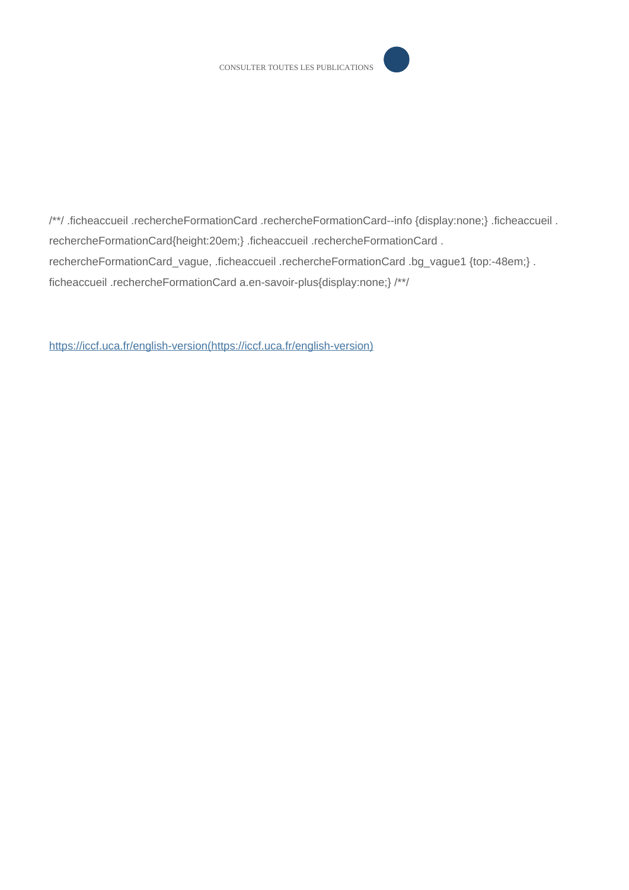CONSULTER TOUTES LES PUBLICATIONS

/**/ .ficheaccueil .rechercheFormationCard .rechercheFormationCard--info {display:none;} .ficheaccueil .rechercheFormationCard{height:20em;} .ficheaccueil .rechercheFormationCard .rechercheFormationCard_vague, .ficheaccueil .rechercheFormationCard .bg_vague1 {top:-48em;} .ficheaccueil .rechercheFormationCard a.en-savoir-plus{display:none;} /**/

https://iccf.uca.fr/english-version(https://iccf.uca.fr/english-version)